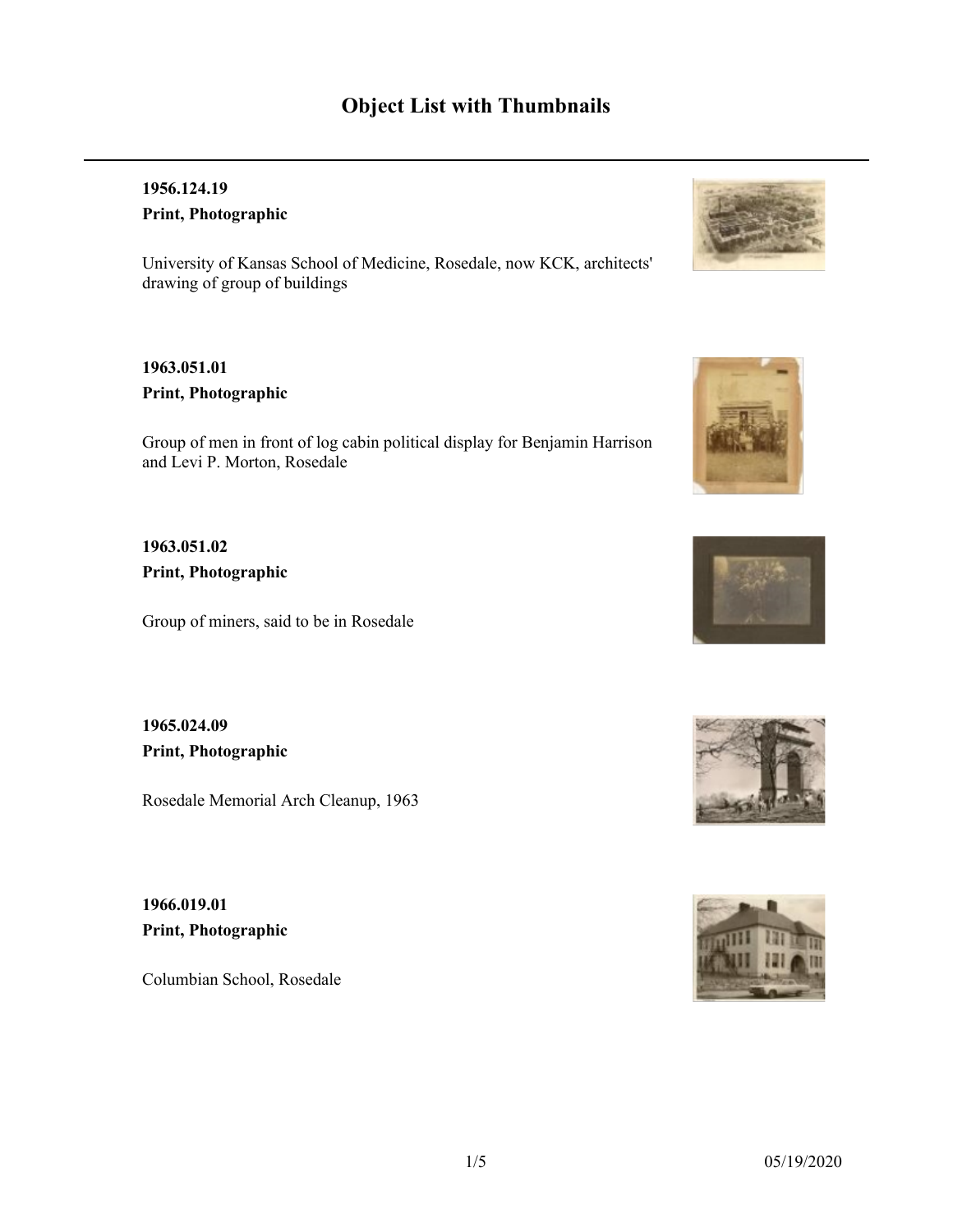# Object List with Thumbnails

**1956.124.19**

**Print, Photographic**

University of Kansas School of Medicine, Rosedale, now KCK, architects' drawing of group of buildings

**1963.051.01**

**Print, Photographic**

Group of men in front of log cabin political display for Benjamin Harrison and Levi P. Morton, Rosedale

**1963.051.02**

**Print, Photographic**

Group of miners, said to be in Rosedale

**1965.024.09**

**Print, Photographic**

Rosedale Memorial Arch Cleanup, 1963

**1966.019.01**

**Print, Photographic**

Columbian School, Rosedale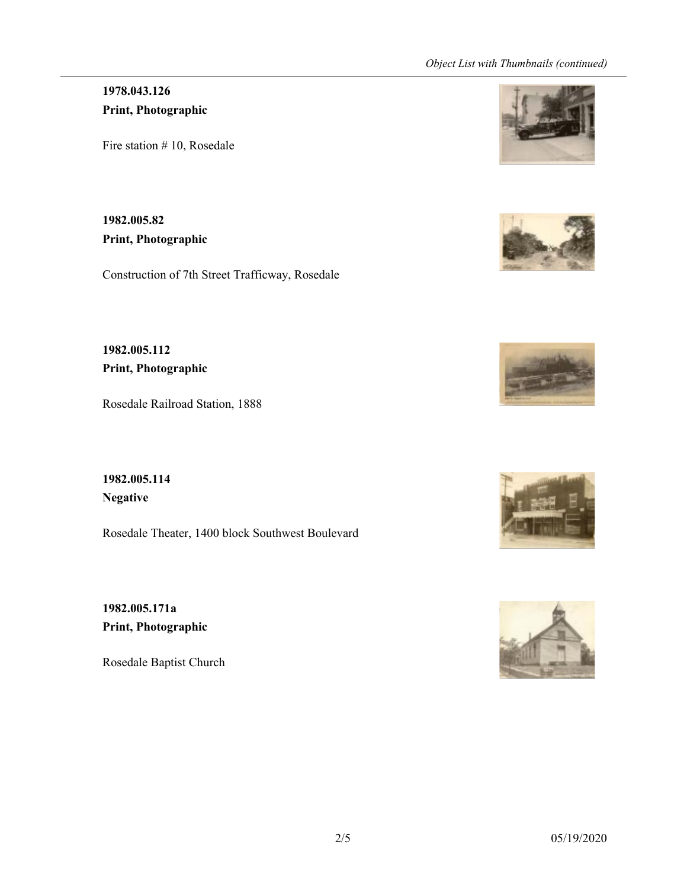**1978.043.126**
**Print, Photographic**

Fire station # 10, Rosedale

**1982.005.82**
**Print, Photographic**

Construction of 7th Street Trafficway, Rosedale

**1982.005.112**
**Print, Photographic**

Rosedale Railroad Station, 1888

**1982.005.114**
**Negative**

Rosedale Theater, 1400 block Southwest Boulevard

**1982.005.171a**
**Print, Photographic**

Rosedale Baptist Church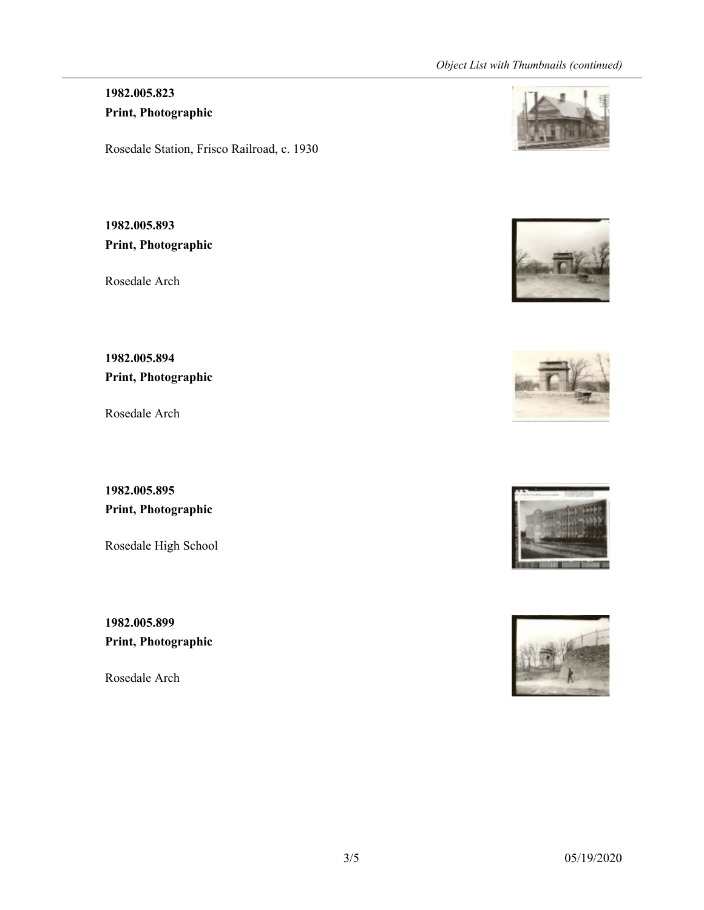**1982.005.823**
**Print, Photographic**

Rosedale Station, Frisco Railroad, c. 1930

**1982.005.893**
**Print, Photographic**

Rosedale Arch

**1982.005.894**
**Print, Photographic**

Rosedale Arch

**1982.005.895**
**Print, Photographic**

Rosedale High School

**1982.005.899**
**Print, Photographic**

Rosedale Arch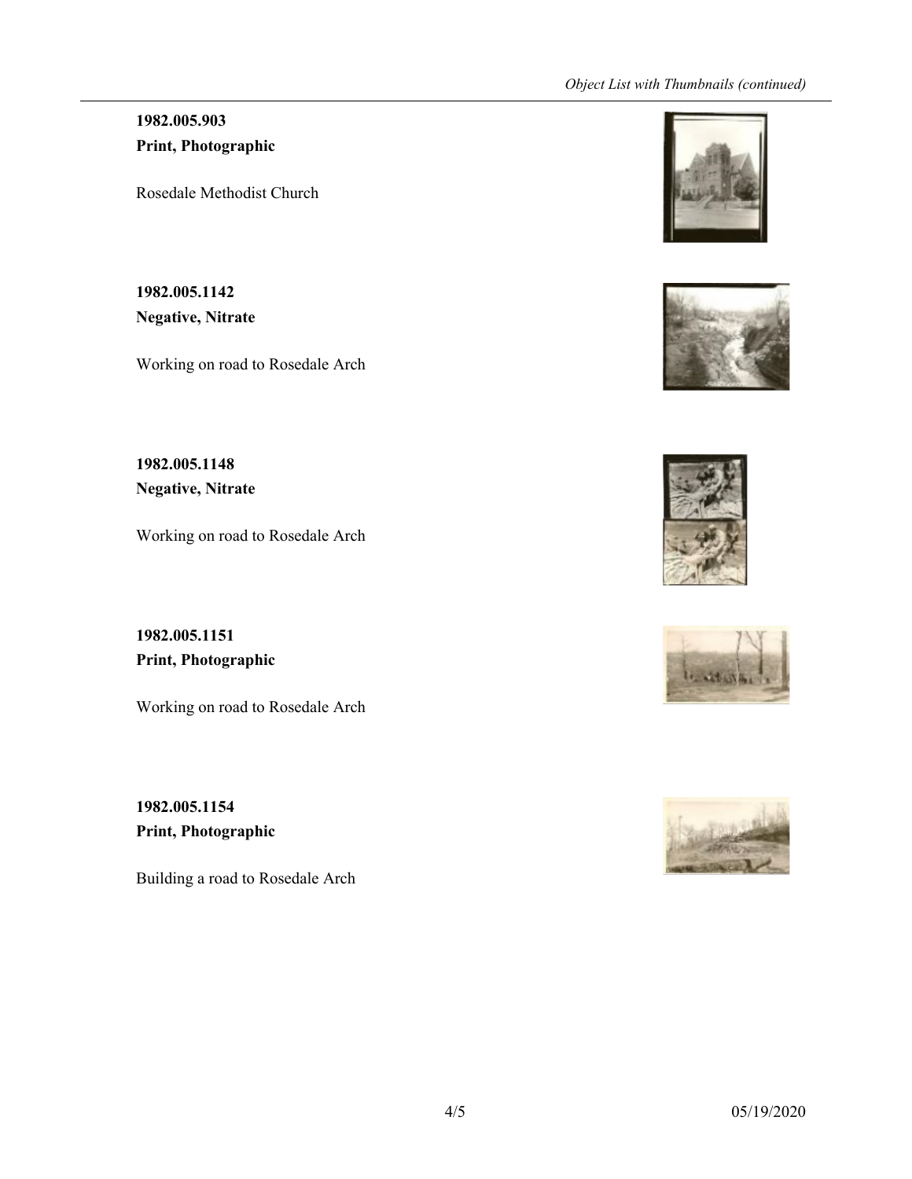**1982.005.903**
**Print, Photographic**

Rosedale Methodist Church

**1982.005.1142**
**Negative, Nitrate**

Working on road to Rosedale Arch

**1982.005.1148**
**Negative, Nitrate**

Working on road to Rosedale Arch

**1982.005.1151**
**Print, Photographic**

Working on road to Rosedale Arch

**1982.005.1154**
**Print, Photographic**

Building a road to Rosedale Arch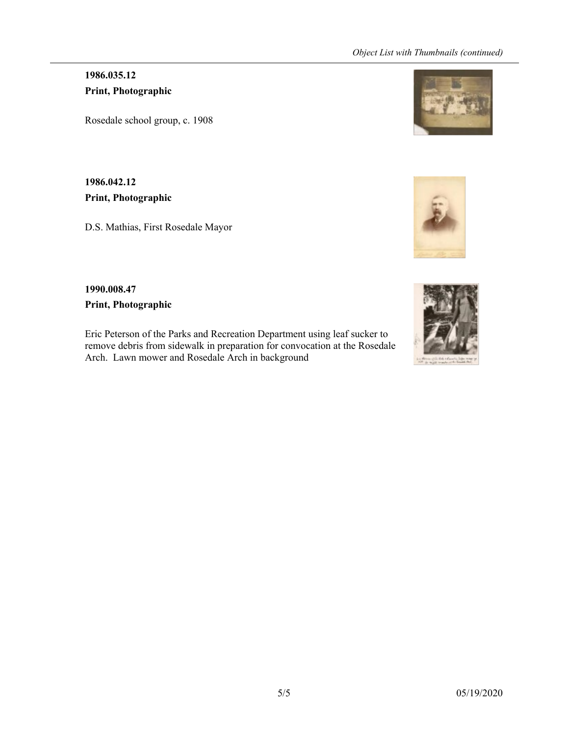**1986.035.12**

**Print, Photographic**

Rosedale school group, c. 1908

**1986.042.12**

**Print, Photographic**

D.S. Mathias, First Rosedale Mayor

**1990.008.47**

**Print, Photographic**

Eric Peterson of the Parks and Recreation Department using leaf sucker to remove debris from sidewalk in preparation for convocation at the Rosedale Arch. Lawn mower and Rosedale Arch in background